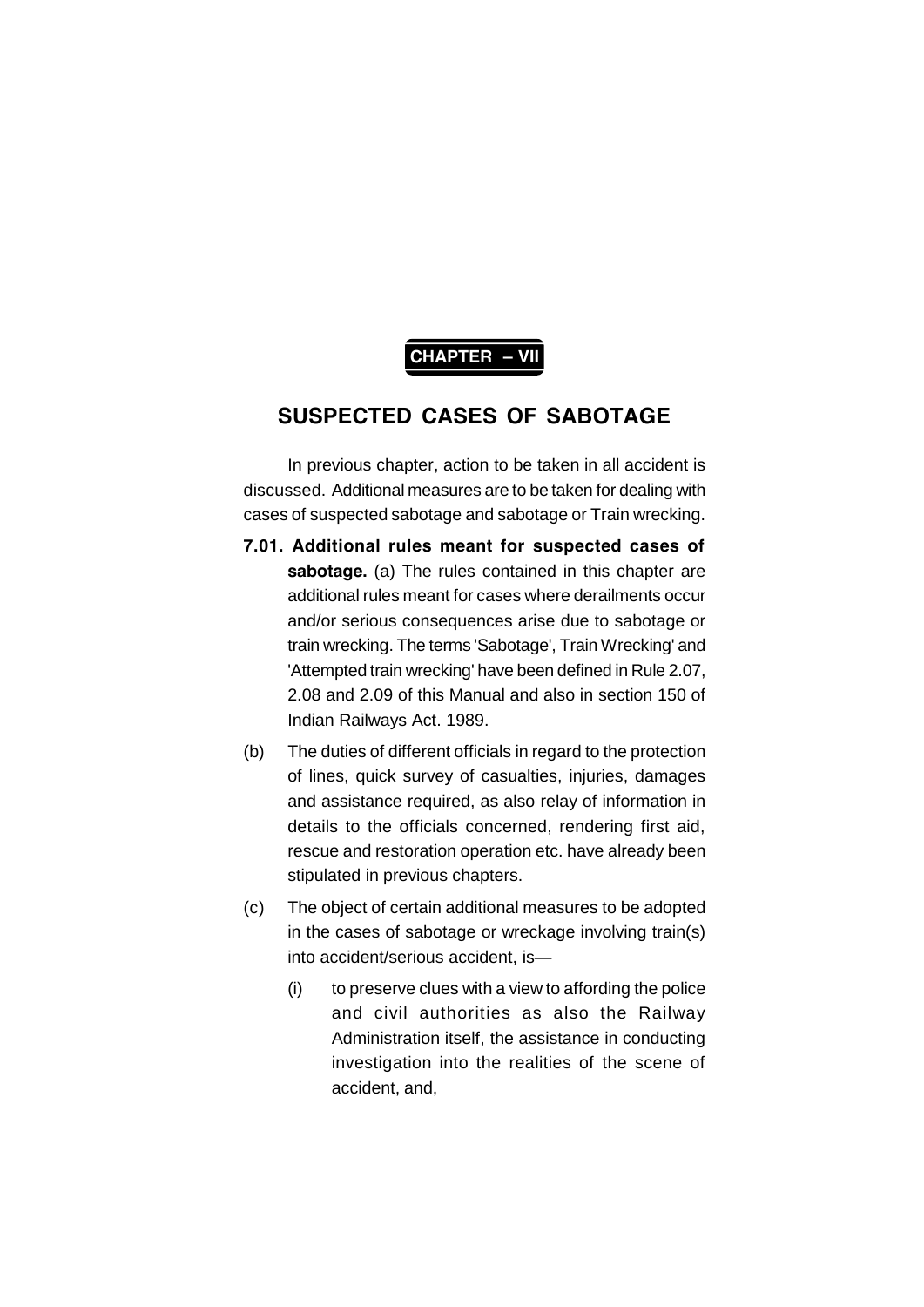**CHAPTER – VII**

# SUSPECTED CASES OF SABOTAGE

In previous chapter, action to be taken in all accident is discussed. Additional measures are to be taken for dealing with cases of suspected sabotage and sabotage or Train wrecking.

**7.01. Additional rules meant for suspected cases of sabotage.** (a) The rules contained in this chapter are additional rules meant for cases where derailments occur and/or serious consequences arise due to sabotage or train wrecking. The terms 'Sabotage', Train Wrecking' and 'Attempted train wrecking' have been defined in Rule 2.07, 2.08 and 2.09 of this Manual and also in section 150 of Indian Railways Act. 1989.

(b) The duties of different officials in regard to the protection of lines, quick survey of casualties, injuries, damages and assistance required, as also relay of information in details to the officials concerned, rendering first aid, rescue and restoration operation etc. have already been stipulated in previous chapters.

(c) The object of certain additional measures to be adopted in the cases of sabotage or wreckage involving train(s) into accident/serious accident, is—

(i) to preserve clues with a view to affording the police and civil authorities as also the Railway Administration itself, the assistance in conducting investigation into the realities of the scene of accident, and,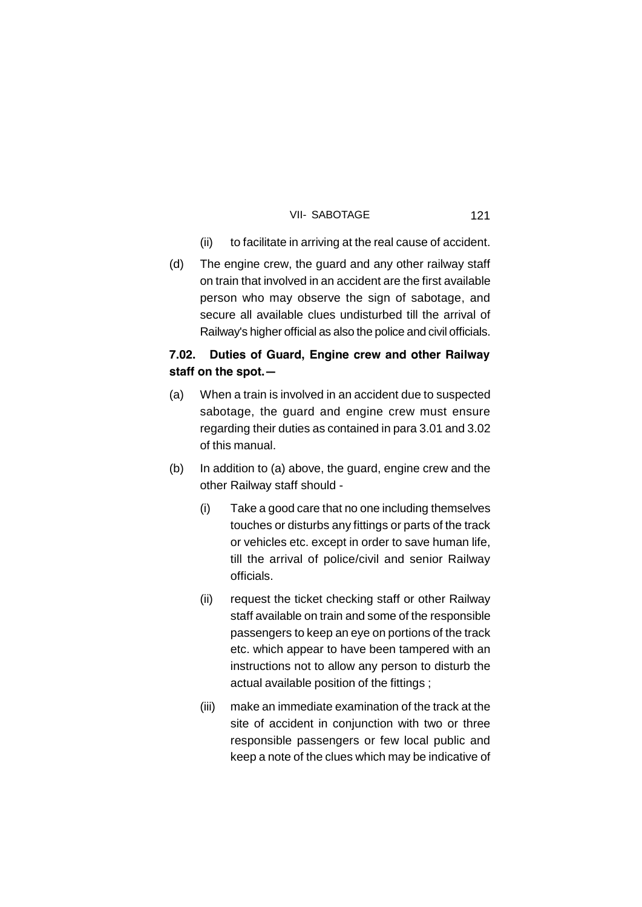(ii) to facilitate in arriving at the real cause of accident.

(d) The engine crew, the guard and any other railway staff on train that involved in an accident are the first available person who may observe the sign of sabotage, and secure all available clues undisturbed till the arrival of Railway's higher official as also the police and civil officials.

**7.02. Duties of Guard, Engine crew and other Railway staff on the spot.—**

(a) When a train is involved in an accident due to suspected sabotage, the guard and engine crew must ensure regarding their duties as contained in para 3.01 and 3.02 of this manual.

(b) In addition to (a) above, the guard, engine crew and the other Railway staff should -

(i) Take a good care that no one including themselves touches or disturbs any fittings or parts of the track or vehicles etc. except in order to save human life, till the arrival of police/civil and senior Railway officials.

(ii) request the ticket checking staff or other Railway staff available on train and some of the responsible passengers to keep an eye on portions of the track etc. which appear to have been tampered with an instructions not to allow any person to disturb the actual available position of the fittings ;

(iii) make an immediate examination of the track at the site of accident in conjunction with two or three responsible passengers or few local public and keep a note of the clues which may be indicative of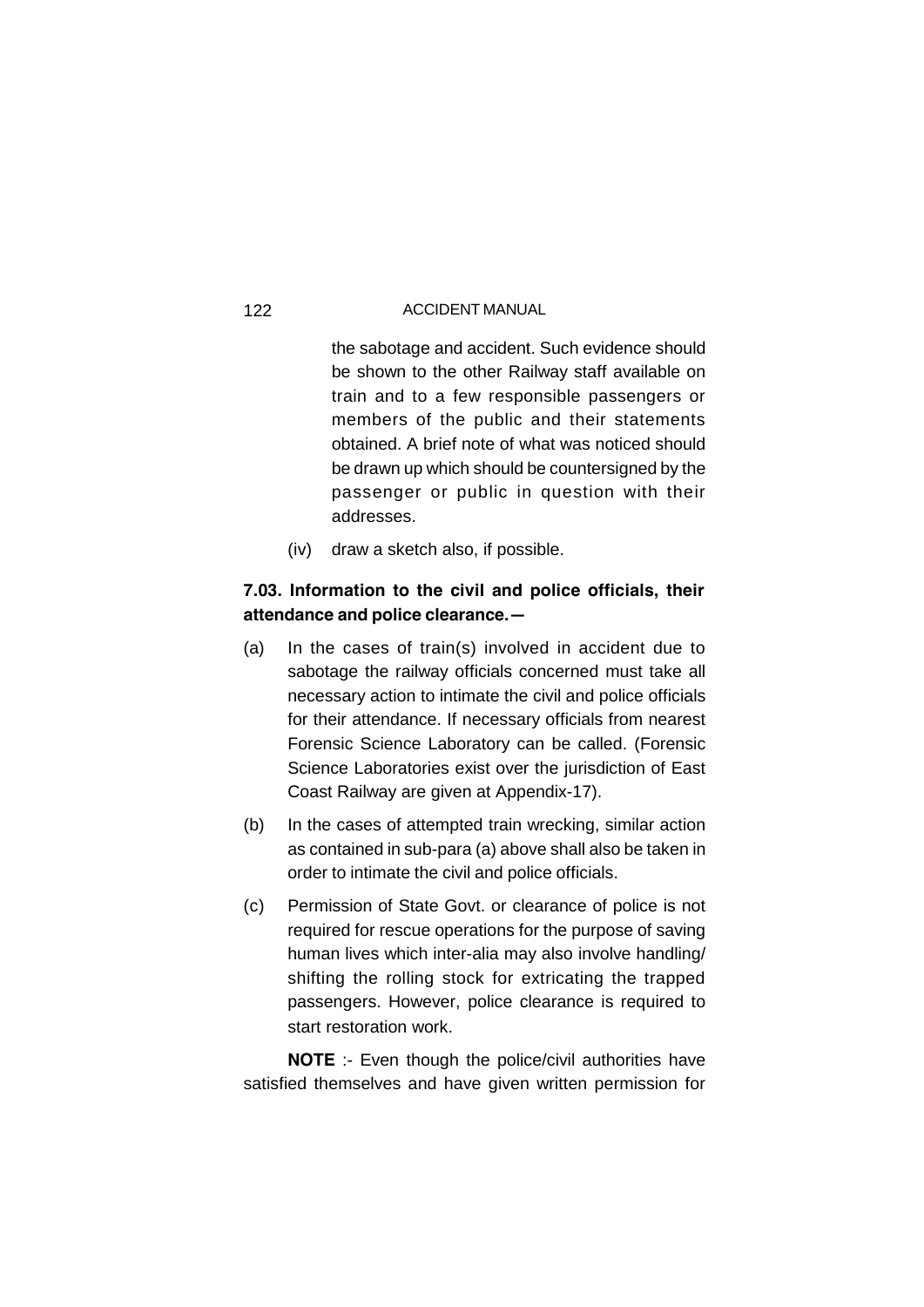the sabotage and accident. Such evidence should be shown to the other Railway staff available on train and to a few responsible passengers or members of the public and their statements obtained. A brief note of what was noticed should be drawn up which should be countersigned by the passenger or public in question with their addresses.

(iv) draw a sketch also, if possible.

**7.03. Information to the civil and police officials, their attendance and police clearance.—**

(a) In the cases of train(s) involved in accident due to sabotage the railway officials concerned must take all necessary action to intimate the civil and police officials for their attendance. If necessary officials from nearest Forensic Science Laboratory can be called. (Forensic Science Laboratories exist over the jurisdiction of East Coast Railway are given at Appendix-17).

(b) In the cases of attempted train wrecking, similar action as contained in sub-para (a) above shall also be taken in order to intimate the civil and police officials.

(c) Permission of State Govt. or clearance of police is not required for rescue operations for the purpose of saving human lives which inter-alia may also involve handling/ shifting the rolling stock for extricating the trapped passengers. However, police clearance is required to start restoration work.

**NOTE** :- Even though the police/civil authorities have satisfied themselves and have given written permission for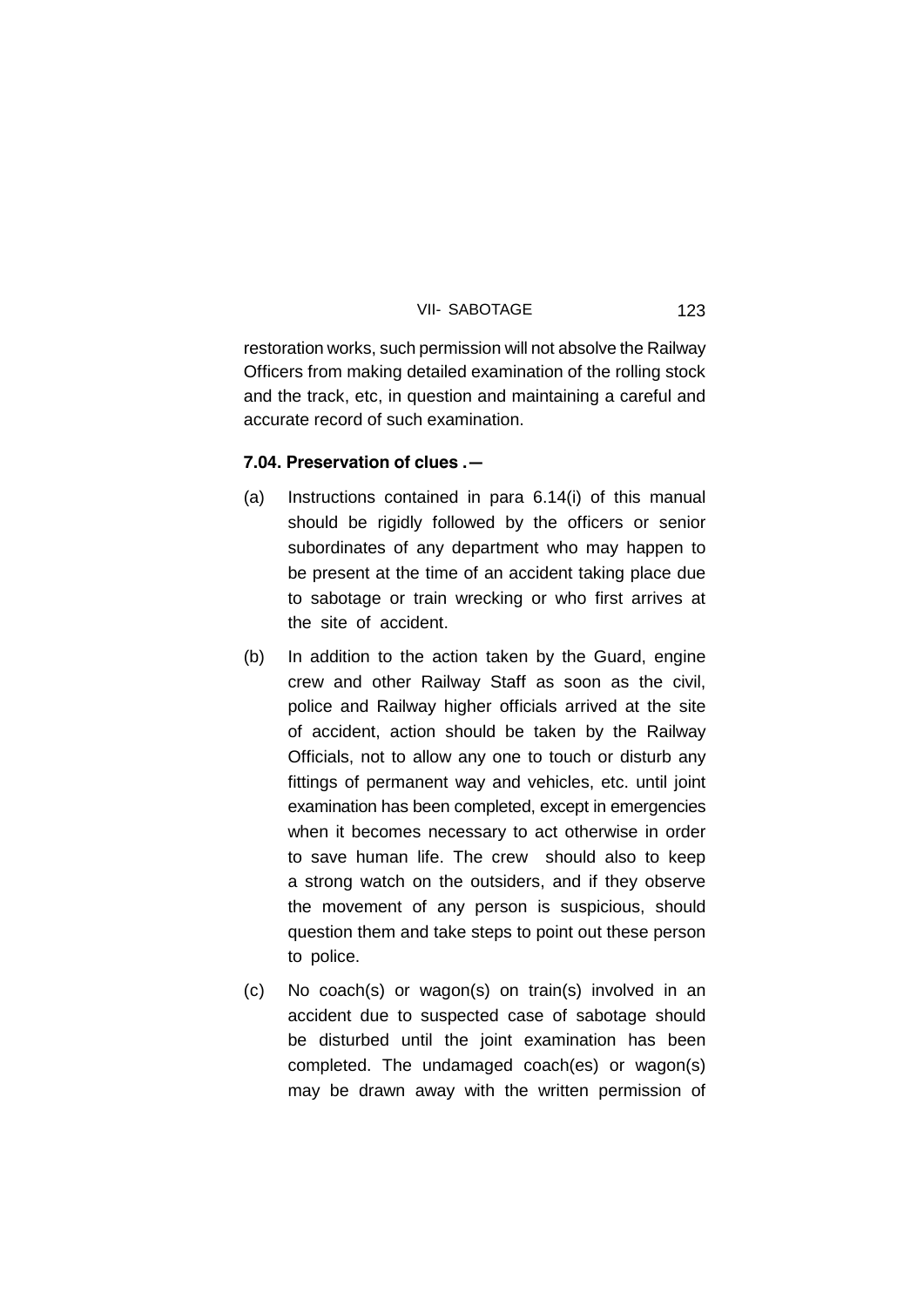restoration works, such permission will not absolve the Railway Officers from making detailed examination of the rolling stock and the track, etc, in question and maintaining a careful and accurate record of such examination.

**7.04. Preservation of clues .—**

(a) Instructions contained in para 6.14(i) of this manual should be rigidly followed by the officers or senior subordinates of any department who may happen to be present at the time of an accident taking place due to sabotage or train wrecking or who first arrives at the site of accident.

(b) In addition to the action taken by the Guard, engine crew and other Railway Staff as soon as the civil, police and Railway higher officials arrived at the site of accident, action should be taken by the Railway Officials, not to allow any one to touch or disturb any fittings of permanent way and vehicles, etc. until joint examination has been completed, except in emergencies when it becomes necessary to act otherwise in order to save human life. The crew should also to keep a strong watch on the outsiders, and if they observe the movement of any person is suspicious, should question them and take steps to point out these person to police.

(c) No coach(s) or wagon(s) on train(s) involved in an accident due to suspected case of sabotage should be disturbed until the joint examination has been completed. The undamaged coach(es) or wagon(s) may be drawn away with the written permission of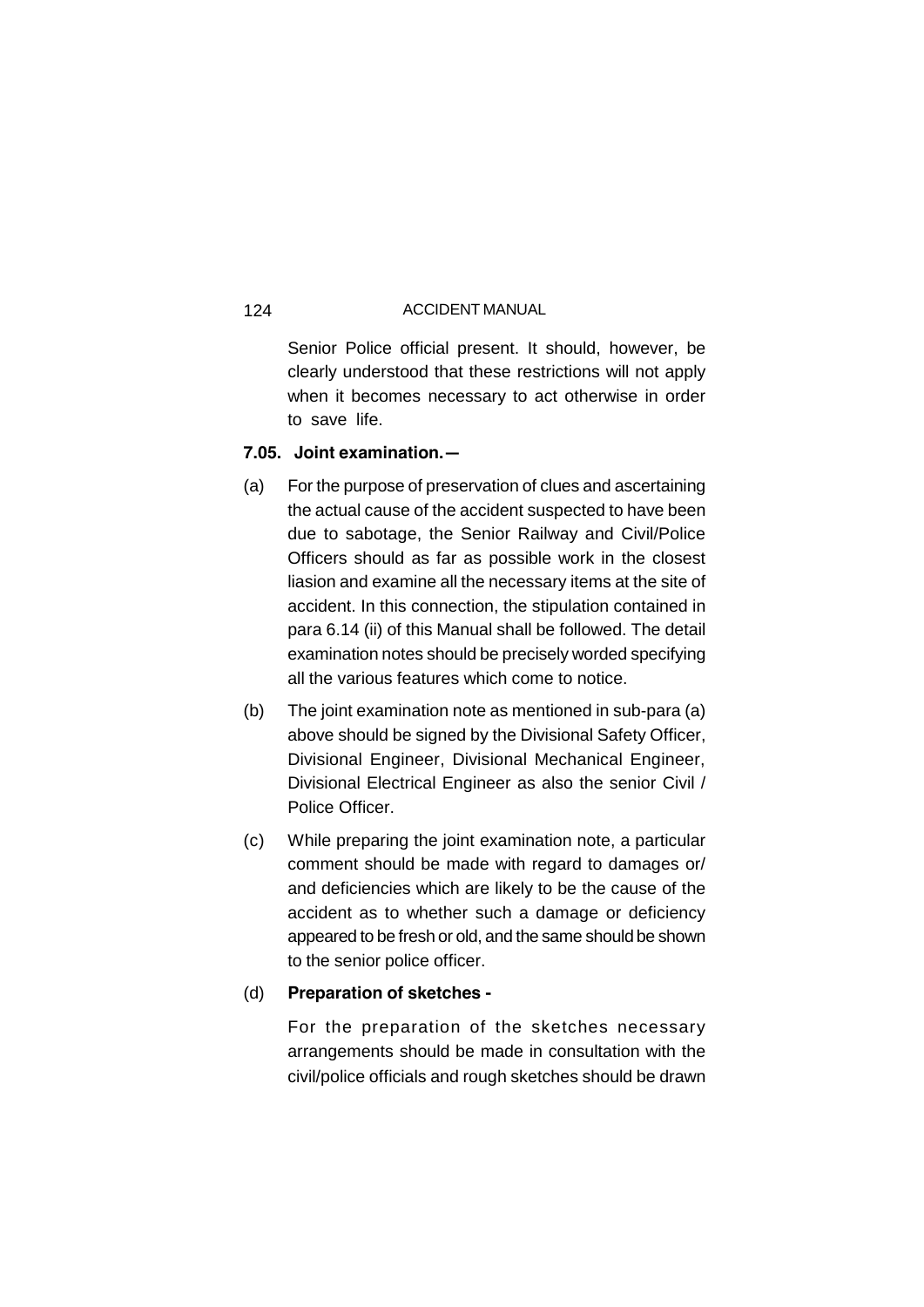Senior Police official present. It should, however, be clearly understood that these restrictions will not apply when it becomes necessary to act otherwise in order to save life.

**7.05. Joint examination.—**

(a) For the purpose of preservation of clues and ascertaining the actual cause of the accident suspected to have been due to sabotage, the Senior Railway and Civil/Police Officers should as far as possible work in the closest liasion and examine all the necessary items at the site of accident. In this connection, the stipulation contained in para 6.14 (ii) of this Manual shall be followed. The detail examination notes should be precisely worded specifying all the various features which come to notice.

(b) The joint examination note as mentioned in sub-para (a) above should be signed by the Divisional Safety Officer, Divisional Engineer, Divisional Mechanical Engineer, Divisional Electrical Engineer as also the senior Civil / Police Officer.

(c) While preparing the joint examination note, a particular comment should be made with regard to damages or/ and deficiencies which are likely to be the cause of the accident as to whether such a damage or deficiency appeared to be fresh or old, and the same should be shown to the senior police officer.

(d) **Preparation of sketches -**

For the preparation of the sketches necessary arrangements should be made in consultation with the civil/police officials and rough sketches should be drawn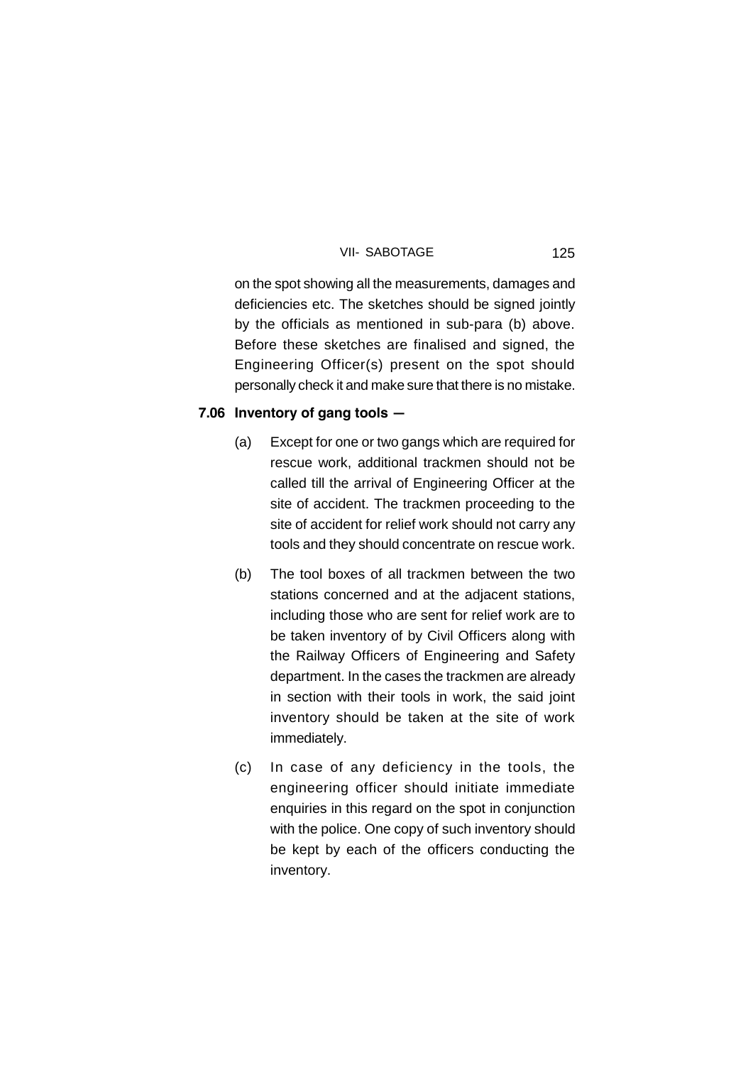on the spot showing all the measurements, damages and deficiencies etc. The sketches should be signed jointly by the officials as mentioned in sub-para (b) above. Before these sketches are finalised and signed, the Engineering Officer(s) present on the spot should personally check it and make sure that there is no mistake.

### 7.06 Inventory of gang tools —

(a) Except for one or two gangs which are required for rescue work, additional trackmen should not be called till the arrival of Engineering Officer at the site of accident. The trackmen proceeding to the site of accident for relief work should not carry any tools and they should concentrate on rescue work.

(b) The tool boxes of all trackmen between the two stations concerned and at the adjacent stations, including those who are sent for relief work are to be taken inventory of by Civil Officers along with the Railway Officers of Engineering and Safety department. In the cases the trackmen are already in section with their tools in work, the said joint inventory should be taken at the site of work immediately.

(c) In case of any deficiency in the tools, the engineering officer should initiate immediate enquiries in this regard on the spot in conjunction with the police. One copy of such inventory should be kept by each of the officers conducting the inventory.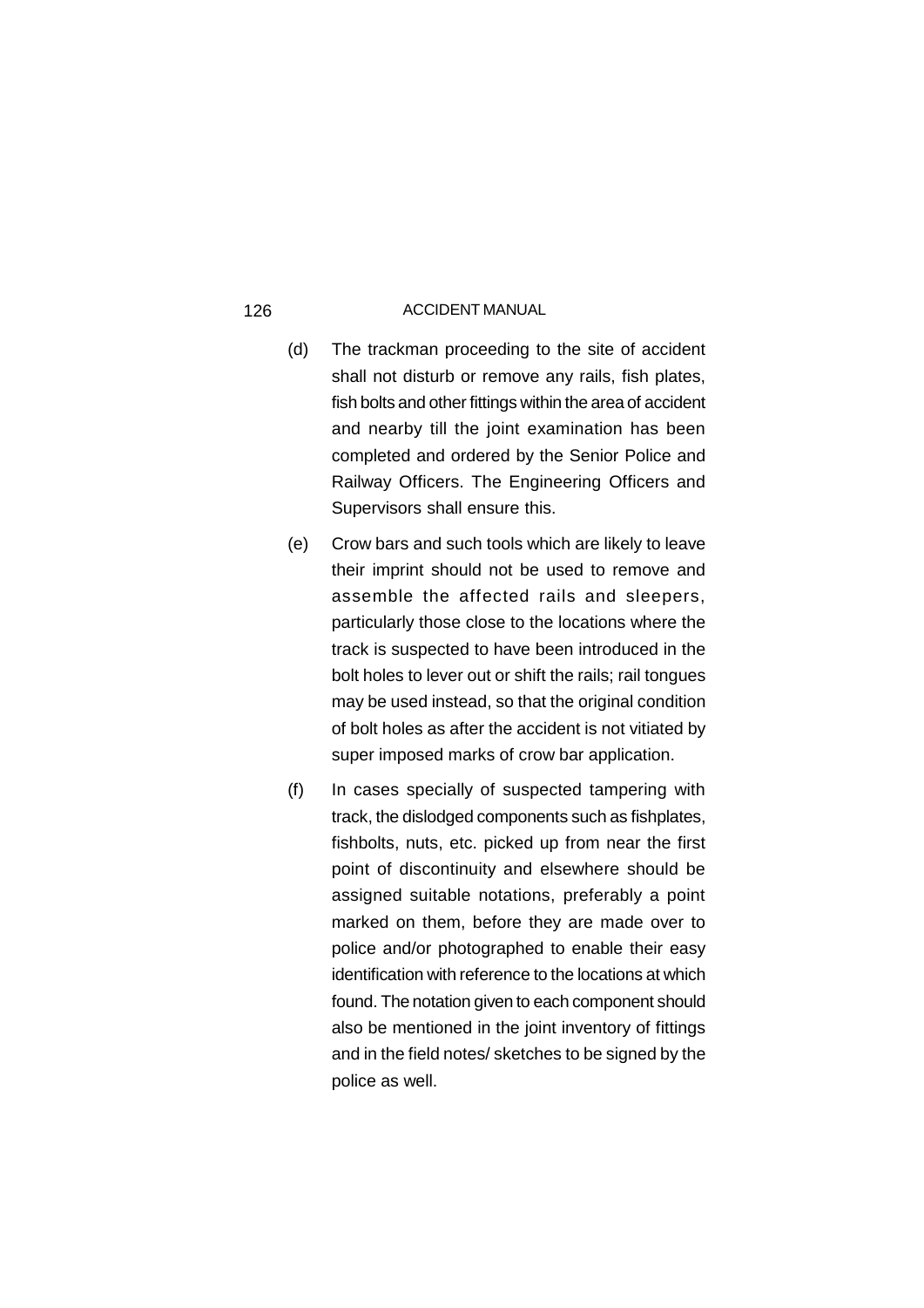(d) The trackman proceeding to the site of accident shall not disturb or remove any rails, fish plates, fish bolts and other fittings within the area of accident and nearby till the joint examination has been completed and ordered by the Senior Police and Railway Officers. The Engineering Officers and Supervisors shall ensure this.

(e) Crow bars and such tools which are likely to leave their imprint should not be used to remove and assemble the affected rails and sleepers, particularly those close to the locations where the track is suspected to have been introduced in the bolt holes to lever out or shift the rails; rail tongues may be used instead, so that the original condition of bolt holes as after the accident is not vitiated by super imposed marks of crow bar application.

(f) In cases specially of suspected tampering with track, the dislodged components such as fishplates, fishbolts, nuts, etc. picked up from near the first point of discontinuity and elsewhere should be assigned suitable notations, preferably a point marked on them, before they are made over to police and/or photographed to enable their easy identification with reference to the locations at which found. The notation given to each component should also be mentioned in the joint inventory of fittings and in the field notes/ sketches to be signed by the police as well.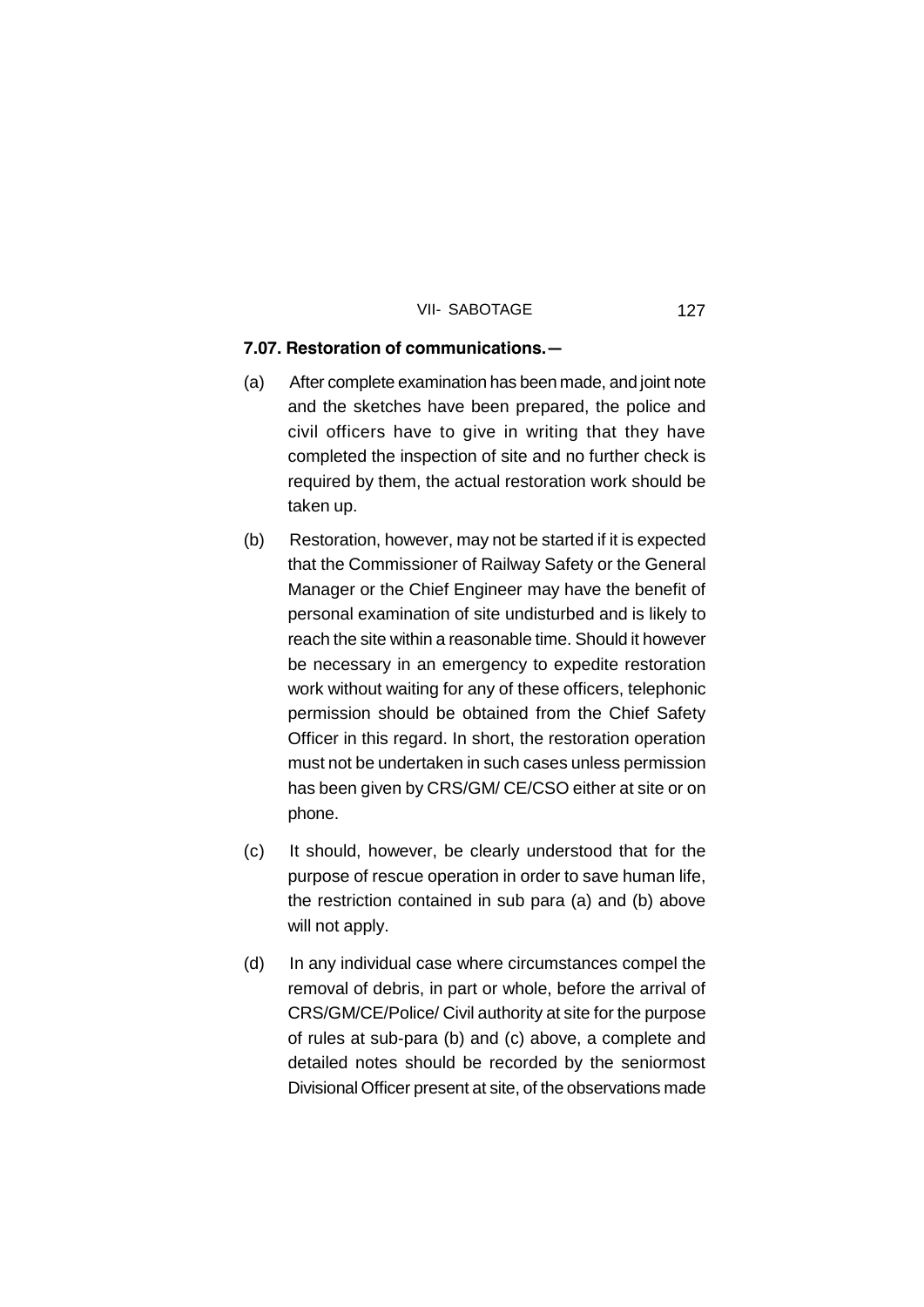**7.07. Restoration of communications.—**

(a) After complete examination has been made, and joint note and the sketches have been prepared, the police and civil officers have to give in writing that they have completed the inspection of site and no further check is required by them, the actual restoration work should be taken up.

(b) Restoration, however, may not be started if it is expected that the Commissioner of Railway Safety or the General Manager or the Chief Engineer may have the benefit of personal examination of site undisturbed and is likely to reach the site within a reasonable time. Should it however be necessary in an emergency to expedite restoration work without waiting for any of these officers, telephonic permission should be obtained from the Chief Safety Officer in this regard. In short, the restoration operation must not be undertaken in such cases unless permission has been given by CRS/GM/ CE/CSO either at site or on phone.

(c) It should, however, be clearly understood that for the purpose of rescue operation in order to save human life, the restriction contained in sub para (a) and (b) above will not apply.

(d) In any individual case where circumstances compel the removal of debris, in part or whole, before the arrival of CRS/GM/CE/Police/ Civil authority at site for the purpose of rules at sub-para (b) and (c) above, a complete and detailed notes should be recorded by the seniormost Divisional Officer present at site, of the observations made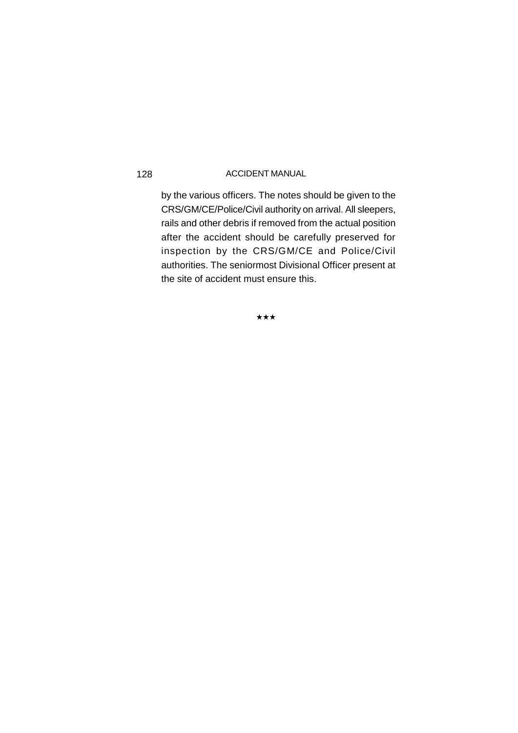by the various officers. The notes should be given to the CRS/GM/CE/Police/Civil authority on arrival. All sleepers, rails and other debris if removed from the actual position after the accident should be carefully preserved for inspection by the CRS/GM/CE and Police/Civil authorities. The seniormost Divisional Officer present at the site of accident must ensure this.

★★★